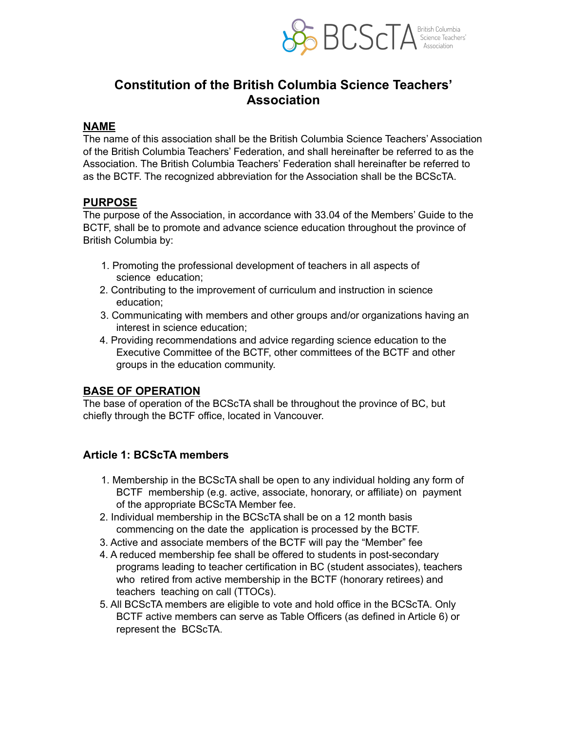BCScTA British Columbia Science Teachers' Association

# Constitution of the British Columbia Science Teachers' Association

## NAME

The name of this association shall be the British Columbia Science Teachers' Association of the British Columbia Teachers' Federation, and shall hereinafter be referred to as the Association. The British Columbia Teachers' Federation shall hereinafter be referred to as the BCTF. The recognized abbreviation for the Association shall be the BCScTA.

## PURPOSE

The purpose of the Association, in accordance with 33.04 of the Members' Guide to the BCTF, shall be to promote and advance science education throughout the province of British Columbia by:

1. Promoting the professional development of teachers in all aspects of science education;
2. Contributing to the improvement of curriculum and instruction in science education;
3. Communicating with members and other groups and/or organizations having an interest in science education;
4. Providing recommendations and advice regarding science education to the Executive Committee of the BCTF, other committees of the BCTF and other groups in the education community.

## BASE OF OPERATION

The base of operation of the BCScTA shall be throughout the province of BC, but chiefly through the BCTF office, located in Vancouver.

### Article 1: BCScTA members

1. Membership in the BCScTA shall be open to any individual holding any form of BCTF membership (e.g. active, associate, honorary, or affiliate) on payment of the appropriate BCScTA Member fee.
2. Individual membership in the BCScTA shall be on a 12 month basis commencing on the date the application is processed by the BCTF.
3. Active and associate members of the BCTF will pay the "Member" fee
4. A reduced membership fee shall be offered to students in post-secondary programs leading to teacher certification in BC (student associates), teachers who retired from active membership in the BCTF (honorary retirees) and teachers teaching on call (TTOCs).
5. All BCScTA members are eligible to vote and hold office in the BCScTA. Only BCTF active members can serve as Table Officers (as defined in Article 6) or represent the BCScTA.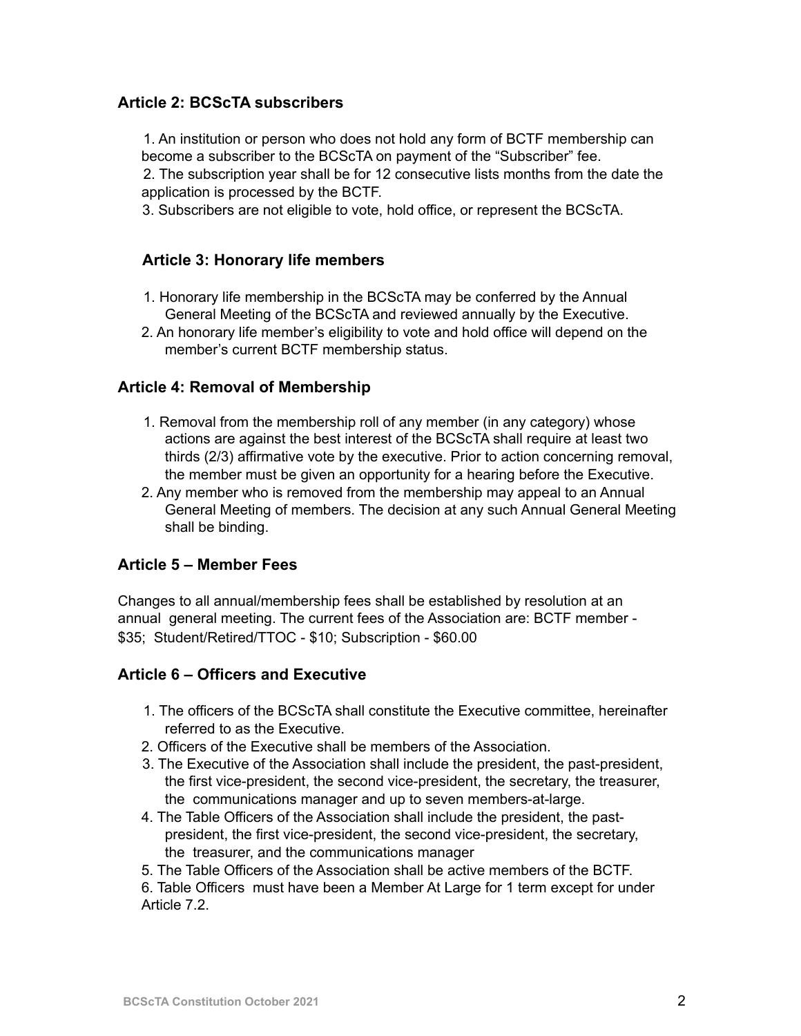## Article 2: BCScTA subscribers

1. An institution or person who does not hold any form of BCTF membership can become a subscriber to the BCScTA on payment of the "Subscriber" fee.
2. The subscription year shall be for 12 consecutive lists months from the date the application is processed by the BCTF.
3. Subscribers are not eligible to vote, hold office, or represent the BCScTA.

## Article 3: Honorary life members

1. Honorary life membership in the BCScTA may be conferred by the Annual General Meeting of the BCScTA and reviewed annually by the Executive.
2. An honorary life member's eligibility to vote and hold office will depend on the member's current BCTF membership status.

## Article 4: Removal of Membership

1. Removal from the membership roll of any member (in any category) whose actions are against the best interest of the BCScTA shall require at least two thirds (2/3) affirmative vote by the executive. Prior to action concerning removal, the member must be given an opportunity for a hearing before the Executive.
2. Any member who is removed from the membership may appeal to an Annual General Meeting of members. The decision at any such Annual General Meeting shall be binding.

## Article 5 – Member Fees

Changes to all annual/membership fees shall be established by resolution at an annual general meeting. The current fees of the Association are: BCTF member - $35; Student/Retired/TTOC - $10; Subscription - $60.00

## Article 6 – Officers and Executive

1. The officers of the BCScTA shall constitute the Executive committee, hereinafter referred to as the Executive.
2. Officers of the Executive shall be members of the Association.
3. The Executive of the Association shall include the president, the past-president, the first vice-president, the second vice-president, the secretary, the treasurer, the communications manager and up to seven members-at-large.
4. The Table Officers of the Association shall include the president, the past-president, the first vice-president, the second vice-president, the secretary, the treasurer, and the communications manager
5. The Table Officers of the Association shall be active members of the BCTF.
6. Table Officers must have been a Member At Large for 1 term except for under Article 7.2.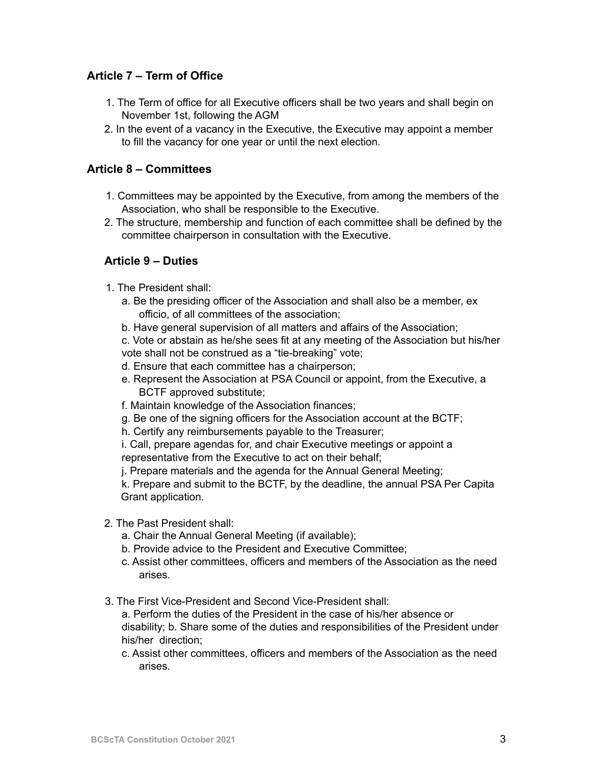## Article 7 – Term of Office

1. The Term of office for all Executive officers shall be two years and shall begin on November 1st, following the AGM
2. In the event of a vacancy in the Executive, the Executive may appoint a member to fill the vacancy for one year or until the next election.

## Article 8 – Committees

1. Committees may be appointed by the Executive, from among the members of the Association, who shall be responsible to the Executive.
2. The structure, membership and function of each committee shall be defined by the committee chairperson in consultation with the Executive.

## Article 9 – Duties

1. The President shall:
   a. Be the presiding officer of the Association and shall also be a member, ex officio, of all committees of the association;
   b. Have general supervision of all matters and affairs of the Association;
   c. Vote or abstain as he/she sees fit at any meeting of the Association but his/her vote shall not be construed as a "tie-breaking" vote;
   d. Ensure that each committee has a chairperson;
   e. Represent the Association at PSA Council or appoint, from the Executive, a BCTF approved substitute;
   f. Maintain knowledge of the Association finances;
   g. Be one of the signing officers for the Association account at the BCTF;
   h. Certify any reimbursements payable to the Treasurer;
   i. Call, prepare agendas for, and chair Executive meetings or appoint a representative from the Executive to act on their behalf;
   j. Prepare materials and the agenda for the Annual General Meeting;
   k. Prepare and submit to the BCTF, by the deadline, the annual PSA Per Capita Grant application.

2. The Past President shall:
   a. Chair the Annual General Meeting (if available);
   b. Provide advice to the President and Executive Committee;
   c. Assist other committees, officers and members of the Association as the need arises.

3. The First Vice-President and Second Vice-President shall:
   a. Perform the duties of the President in the case of his/her absence or disability; b. Share some of the duties and responsibilities of the President under his/her direction;
   c. Assist other committees, officers and members of the Association as the need arises.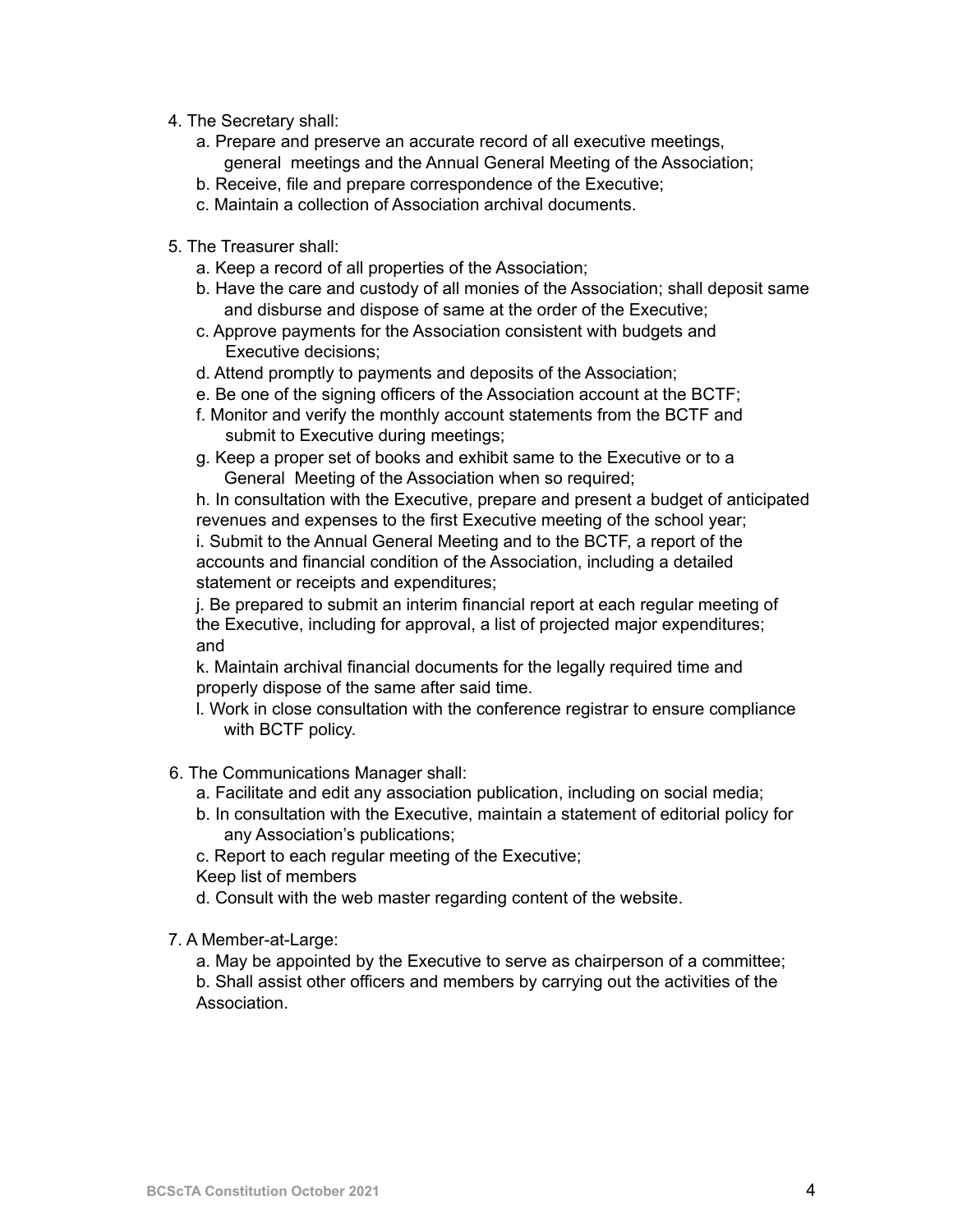4. The Secretary shall:
   a. Prepare and preserve an accurate record of all executive meetings, general meetings and the Annual General Meeting of the Association;
   b. Receive, file and prepare correspondence of the Executive;
   c. Maintain a collection of Association archival documents.

5. The Treasurer shall:
   a. Keep a record of all properties of the Association;
   b. Have the care and custody of all monies of the Association; shall deposit same and disburse and dispose of same at the order of the Executive;
   c. Approve payments for the Association consistent with budgets and Executive decisions;
   d. Attend promptly to payments and deposits of the Association;
   e. Be one of the signing officers of the Association account at the BCTF;
   f. Monitor and verify the monthly account statements from the BCTF and submit to Executive during meetings;
   g. Keep a proper set of books and exhibit same to the Executive or to a General Meeting of the Association when so required;
   h. In consultation with the Executive, prepare and present a budget of anticipated revenues and expenses to the first Executive meeting of the school year;
   i. Submit to the Annual General Meeting and to the BCTF, a report of the accounts and financial condition of the Association, including a detailed statement or receipts and expenditures;
   j. Be prepared to submit an interim financial report at each regular meeting of the Executive, including for approval, a list of projected major expenditures; and
   k. Maintain archival financial documents for the legally required time and properly dispose of the same after said time.
   l. Work in close consultation with the conference registrar to ensure compliance with BCTF policy.

6. The Communications Manager shall:
   a. Facilitate and edit any association publication, including on social media;
   b. In consultation with the Executive, maintain a statement of editorial policy for any Association's publications;
   c. Report to each regular meeting of the Executive;
   Keep list of members
   d. Consult with the web master regarding content of the website.

7. A Member-at-Large:
   a. May be appointed by the Executive to serve as chairperson of a committee;
   b. Shall assist other officers and members by carrying out the activities of the Association.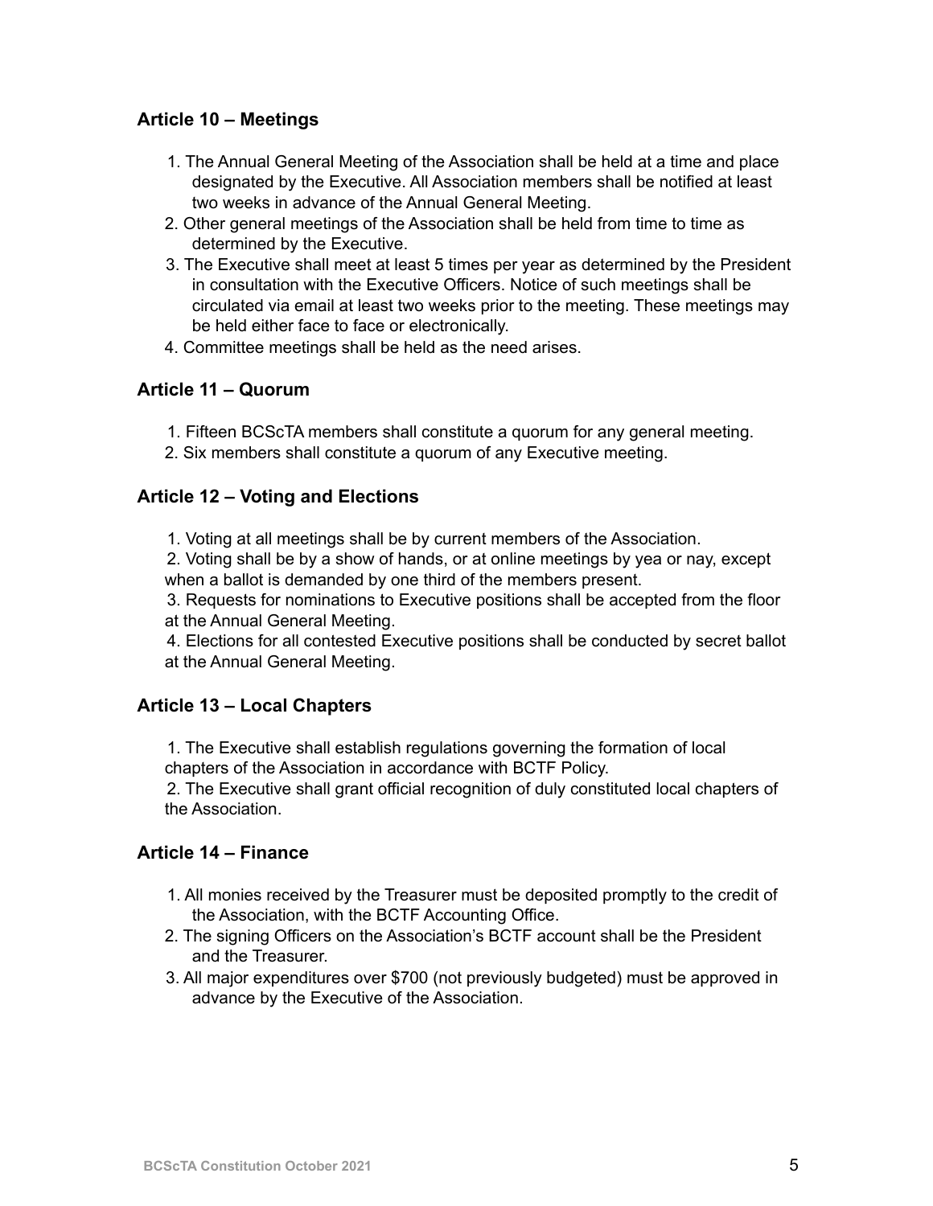### Article 10 – Meetings

1. The Annual General Meeting of the Association shall be held at a time and place designated by the Executive. All Association members shall be notified at least two weeks in advance of the Annual General Meeting.
2. Other general meetings of the Association shall be held from time to time as determined by the Executive.
3. The Executive shall meet at least 5 times per year as determined by the President in consultation with the Executive Officers. Notice of such meetings shall be circulated via email at least two weeks prior to the meeting. These meetings may be held either face to face or electronically.
4. Committee meetings shall be held as the need arises.

### Article 11 – Quorum

1. Fifteen BCScTA members shall constitute a quorum for any general meeting.
2. Six members shall constitute a quorum of any Executive meeting.

### Article 12 – Voting and Elections

1. Voting at all meetings shall be by current members of the Association.
2. Voting shall be by a show of hands, or at online meetings by yea or nay, except when a ballot is demanded by one third of the members present.
3. Requests for nominations to Executive positions shall be accepted from the floor at the Annual General Meeting.
4. Elections for all contested Executive positions shall be conducted by secret ballot at the Annual General Meeting.

### Article 13 – Local Chapters

1. The Executive shall establish regulations governing the formation of local chapters of the Association in accordance with BCTF Policy.
2. The Executive shall grant official recognition of duly constituted local chapters of the Association.

### Article 14 – Finance

1. All monies received by the Treasurer must be deposited promptly to the credit of the Association, with the BCTF Accounting Office.
2. The signing Officers on the Association's BCTF account shall be the President and the Treasurer.
3. All major expenditures over $700 (not previously budgeted) must be approved in advance by the Executive of the Association.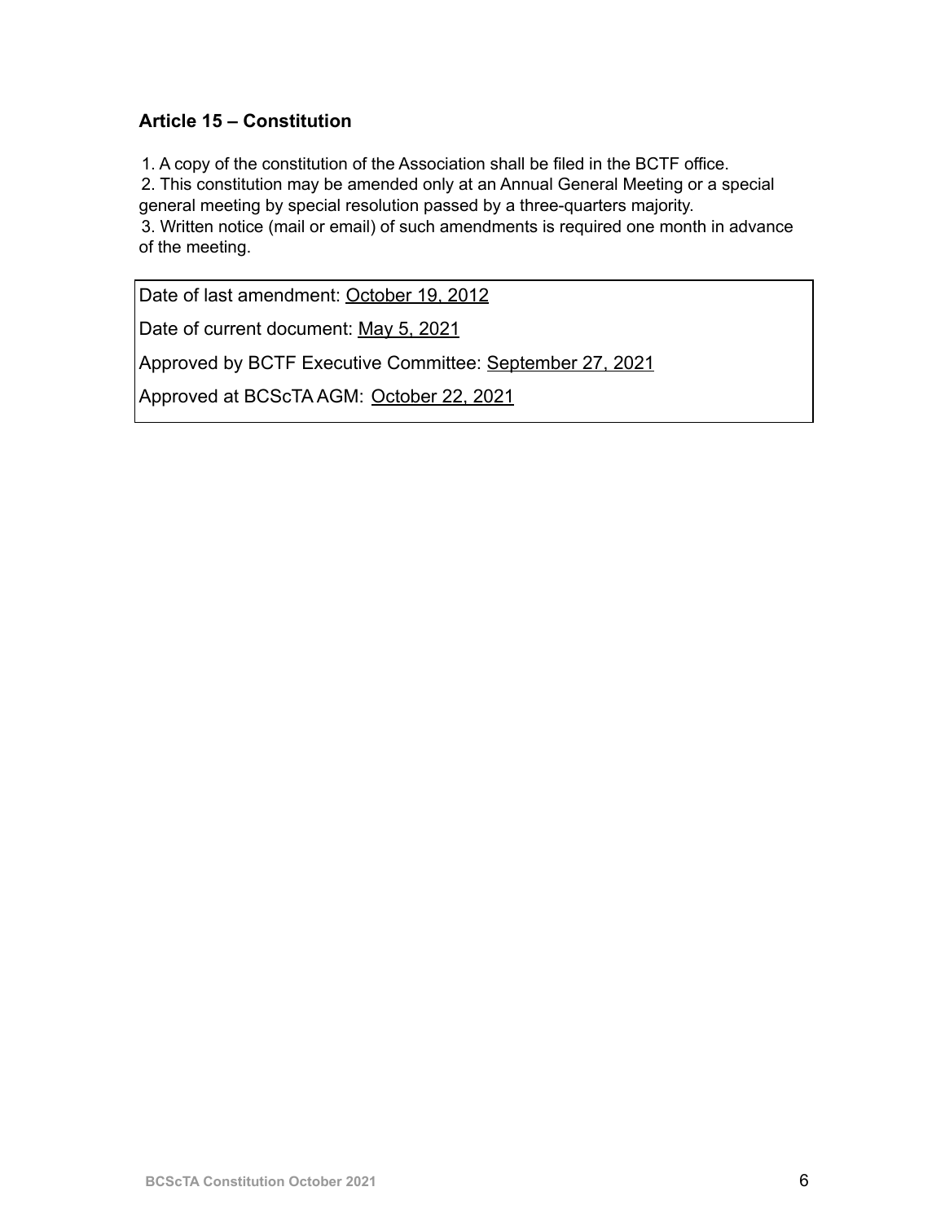## Article 15 – Constitution

1. A copy of the constitution of the Association shall be filed in the BCTF office.
2. This constitution may be amended only at an Annual General Meeting or a special general meeting by special resolution passed by a three-quarters majority.
3. Written notice (mail or email) of such amendments is required one month in advance of the meeting.

| |
|---|
| Date of last amendment: October 19, 2012 |
| Date of current document: May 5, 2021 |
| Approved by BCTF Executive Committee: September 27, 2021 |
| Approved at BCScTA AGM: October 22, 2021 |